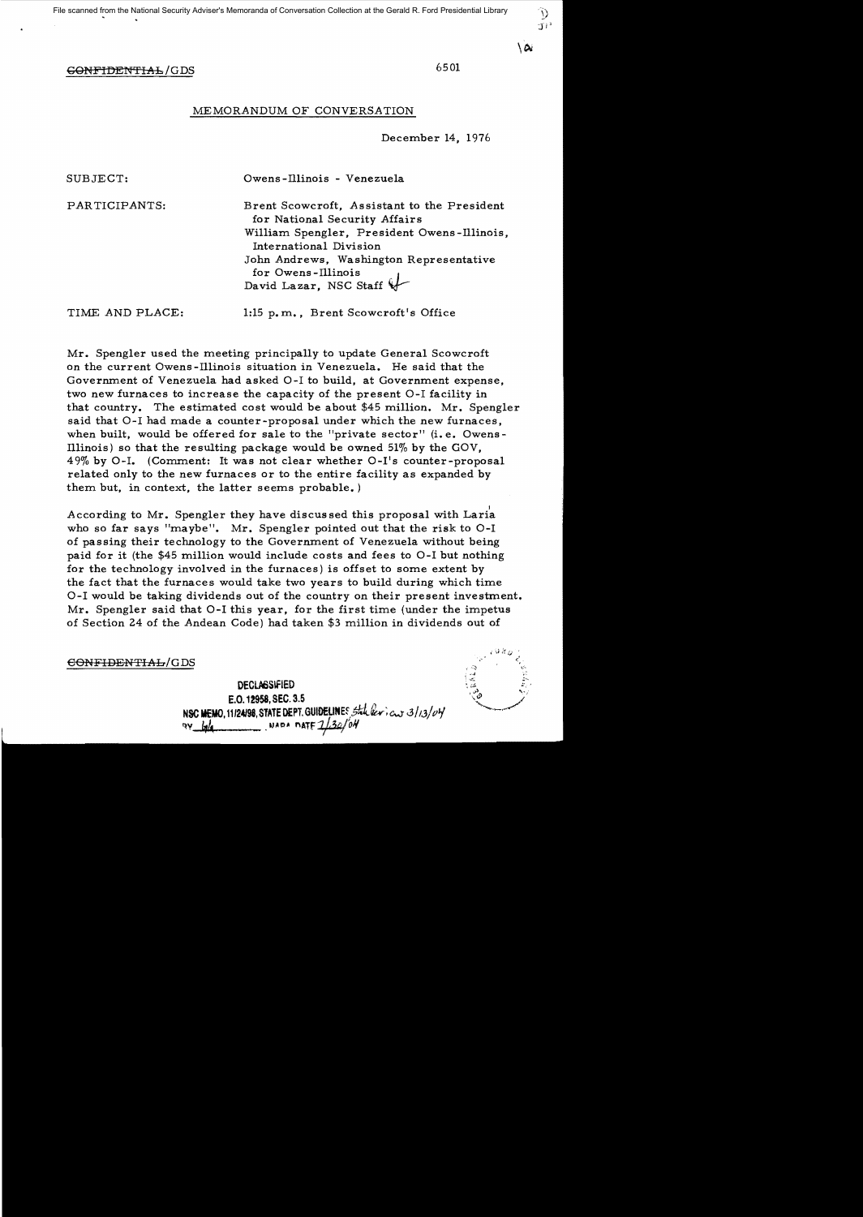File scanned from the National Security Adviser's Memoranda of Conversation Collection at the Gerald R. Ford Presidential Library

~~CONFIDENTIAL~~/GDS

6501

MEMORANDUM OF CONVERSATION

December 14, 1976

SUBJECT: Owens-Illinois - Venezuela

PARTICIPANTS: Brent Scowcroft, Assistant to the President for National Security Affairs
William Spengler, President Owens-Illinois, International Division
John Andrews, Washington Representative for Owens-Illinois
David Lazar, NSC Staff

TIME AND PLACE: 1:15 p.m., Brent Scowcroft's Office

Mr. Spengler used the meeting principally to update General Scowcroft on the current Owens-Illinois situation in Venezuela. He said that the Government of Venezuela had asked O-I to build, at Government expense, two new furnaces to increase the capacity of the present O-I facility in that country. The estimated cost would be about $45 million. Mr. Spengler said that O-I had made a counter-proposal under which the new furnaces, when built, would be offered for sale to the "private sector" (i.e. Owens-Illinois) so that the resulting package would be owned 51% by the GOV, 49% by O-I. (Comment: It was not clear whether O-I's counter-proposal related only to the new furnaces or to the entire facility as expanded by them but, in context, the latter seems probable.)

According to Mr. Spengler they have discussed this proposal with Laria who so far says "maybe". Mr. Spengler pointed out that the risk to O-I of passing their technology to the Government of Venezuela without being paid for it (the $45 million would include costs and fees to O-I but nothing for the technology involved in the furnaces) is offset to some extent by the fact that the furnaces would take two years to build during which time O-I would be taking dividends out of the country on their present investment. Mr. Spengler said that O-I this year, for the first time (under the impetus of Section 24 of the Andean Code) had taken $3 million in dividends out of

~~CONFIDENTIAL~~/GDS

DECLASSIFIED
E.O. 12958, SEC. 3.5
NSC MEMO, 11/24/98, STATE DEPT. GUIDELINES State Review 3/13/04
BY [illegible] NARA DATE 7/30/04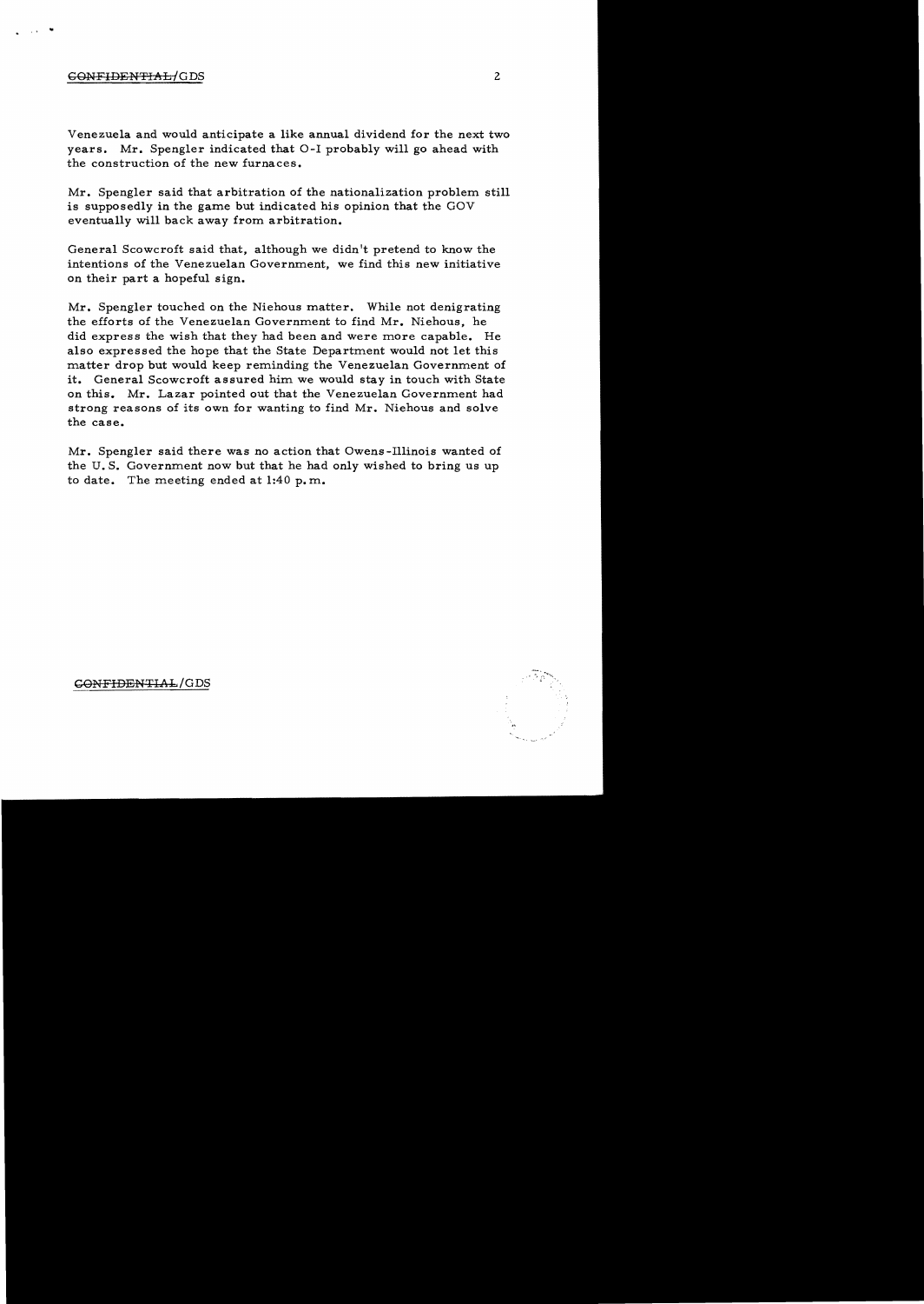Venezuela and would anticipate a like annual dividend for the next two years. Mr. Spengler indicated that O-I probably will go ahead with the construction of the new furnaces.

Mr. Spengler said that arbitration of the nationalization problem still is supposedly in the game but indicated his opinion that the GOV eventually will back away from arbitration.

General Scowcroft said that, although we didn't pretend to know the intentions of the Venezuelan Government, we find this new initiative on their part a hopeful sign.

Mr. Spengler touched on the Niehous matter. While not denigrating the efforts of the Venezuelan Government to find Mr. Niehous, he did express the wish that they had been and were more capable. He also expressed the hope that the State Department would not let this matter drop but would keep reminding the Venezuelan Government of it. General Scowcroft assured him we would stay in touch with State on this. Mr. Lazar pointed out that the Venezuelan Government had strong reasons of its own for wanting to find Mr. Niehous and solve the case.

Mr. Spengler said there was no action that Owens-Illinois wanted of the U.S. Government now but that he had only wished to bring us up to date. The meeting ended at 1:40 p.m.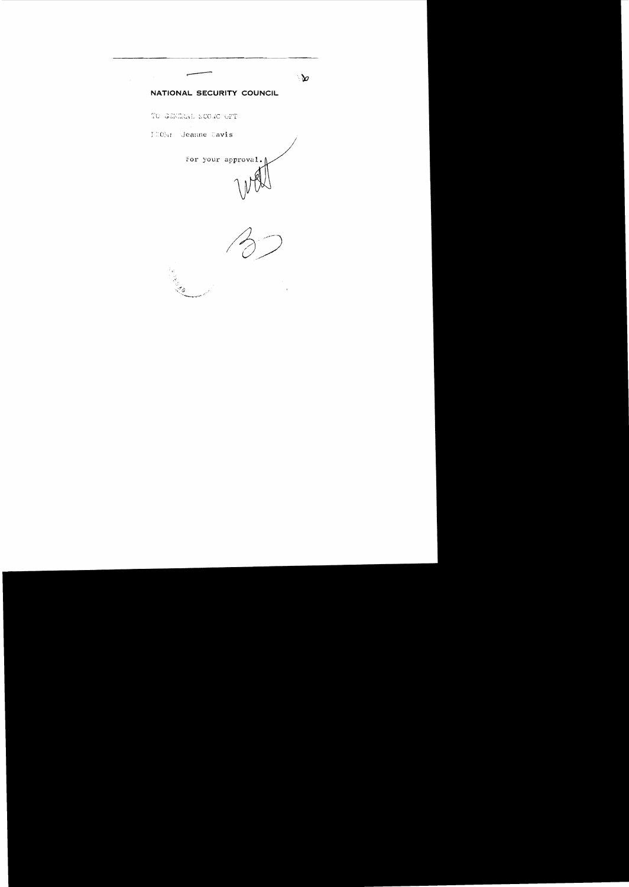**NATIONAL SECURITY COUNCIL**

TO GENERAL SCOWCROFT

FROM: Jeanne Davis

For your approval.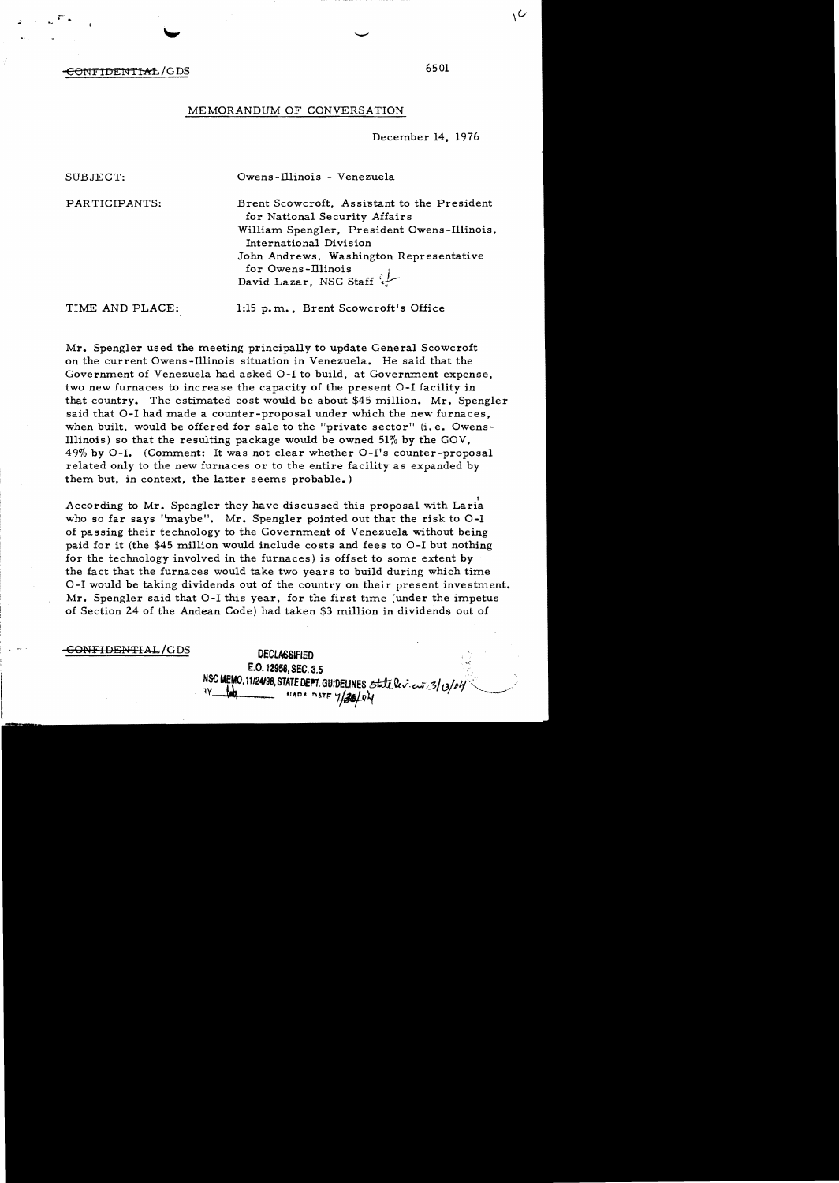~~CONFIDENTIAL~~/GDS

6501

MEMORANDUM OF CONVERSATION

December 14, 1976

| | |
|---|---|
| SUBJECT: | Owens-Illinois - Venezuela |
| PARTICIPANTS: | Brent Scowcroft, Assistant to the President for National Security Affairs<br>William Spengler, President Owens-Illinois, International Division<br>John Andrews, Washington Representative for Owens-Illinois<br>David Lazar, NSC Staff |
| TIME AND PLACE: | 1:15 p.m., Brent Scowcroft's Office |

Mr. Spengler used the meeting principally to update General Scowcroft on the current Owens-Illinois situation in Venezuela. He said that the Government of Venezuela had asked O-I to build, at Government expense, two new furnaces to increase the capacity of the present O-I facility in that country. The estimated cost would be about $45 million. Mr. Spengler said that O-I had made a counter-proposal under which the new furnaces, when built, would be offered for sale to the "private sector" (i.e. Owens-Illinois) so that the resulting package would be owned 51% by the GOV, 49% by O-I. (Comment: It was not clear whether O-I's counter-proposal related only to the new furnaces or to the entire facility as expanded by them but, in context, the latter seems probable.)

According to Mr. Spengler they have discussed this proposal with Lar̀ia who so far says "maybe". Mr. Spengler pointed out that the risk to O-I of passing their technology to the Government of Venezuela without being paid for it (the $45 million would include costs and fees to O-I but nothing for the technology involved in the furnaces) is offset to some extent by the fact that the furnaces would take two years to build during which time O-I would be taking dividends out of the country on their present investment. Mr. Spengler said that O-I this year, for the first time (under the impetus of Section 24 of the Andean Code) had taken $3 million in dividends out of

~~CONFIDENTIAL~~/GDS

DECLASSIFIED
E.O. 12958, SEC. 3.5
NSC MEMO, 11/24/98, STATE DEPT. GUIDELINES State Rev. 3/13/04
BY ____ NARA DATE 7/26/04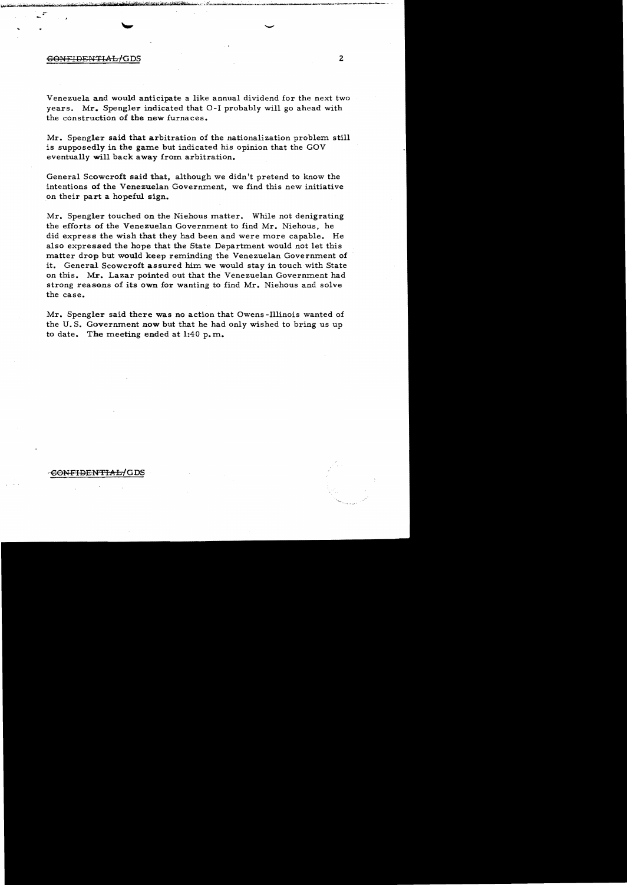Venezuela and would anticipate a like annual dividend for the next two years. Mr. Spengler indicated that O-I probably will go ahead with the construction of the new furnaces.

Mr. Spengler said that arbitration of the nationalization problem still is supposedly in the game but indicated his opinion that the GOV eventually will back away from arbitration.

General Scowcroft said that, although we didn't pretend to know the intentions of the Venezuelan Government, we find this new initiative on their part a hopeful sign.

Mr. Spengler touched on the Niehous matter. While not denigrating the efforts of the Venezuelan Government to find Mr. Niehous, he did express the wish that they had been and were more capable. He also expressed the hope that the State Department would not let this matter drop but would keep reminding the Venezuelan Government of it. General Scowcroft assured him we would stay in touch with State on this. Mr. Lazar pointed out that the Venezuelan Government had strong reasons of its own for wanting to find Mr. Niehous and solve the case.

Mr. Spengler said there was no action that Owens-Illinois wanted of the U.S. Government now but that he had only wished to bring us up to date. The meeting ended at 1:40 p.m.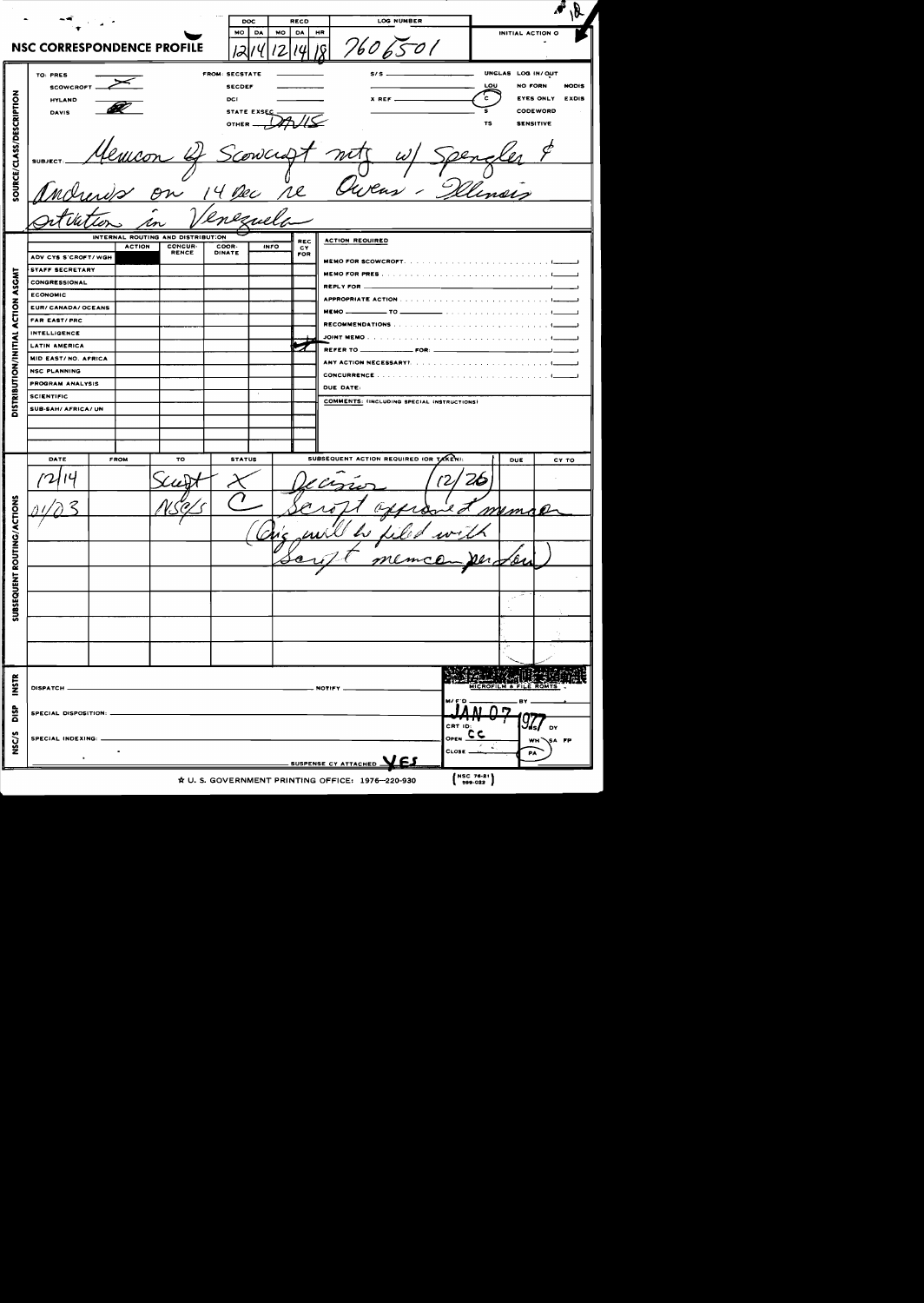# NSC CORRESPONDENCE PROFILE

| DOC MO | DOC DA | RECD MO | RECD DA | RECD HR | LOG NUMBER | INITIAL ACTION O |
|---|---|---|---|---|---|---|
| 12 | 14 | 12 | 14 | 18 | 7606501 | |

**SOURCE/CLASS/DESCRIPTION**

TO: PRES
SCOWCROFT ✓
HYLAND
DAVIS

FROM: SECSTATE
SECDEF
DCI
STATE EXSEC
OTHER DAVIS

S/S
X REF

UNCLAS LOG IN/OUT
LOU NO FORN NODIS
(C) EYES ONLY EXDIS
S CODEWORD
TS SENSITIVE

SUBJECT: Memcon of Scowcroft mtg w/ Spengler & Andrews on 14 Dec re Owens - Illinois situation in Venezuela

**DISTRIBUTION/INITIAL ACTION ASGMT**

| INTERNAL ROUTING AND DISTRIBUTION | ACTION | CONCURRENCE | COORDINATE | INFO | REC CY FOR |
|---|---|---|---|---|---|
| ADV CYS S'CROFT/WGH | | | | | |
| STAFF SECRETARY | | | | | |
| CONGRESSIONAL | | | | | |
| ECONOMIC | | | | | |
| EUR/CANADA/OCEANS | | | | | |
| FAR EAST/PRC | | | | | |
| INTELLIGENCE | | | | | |
| LATIN AMERICA | | | | | ✓ |
| MID EAST/NO. AFRICA | | | | | |
| NSC PLANNING | | | | | |
| PROGRAM ANALYSIS | | | | | |
| SCIENTIFIC | | | | | |
| SUB-SAH/AFRICA/UN | | | | | |

ACTION REQUIRED
MEMO FOR SCOWCROFT
MEMO FOR PRES
REPLY FOR
APPROPRIATE ACTION
MEMO ___ TO ___
RECOMMENDATIONS
JOINT MEMO
REFER TO ___ FOR: ___
ANY ACTION NECESSARY?
CONCURRENCE
DUE DATE:
COMMENTS: (INCLUDING SPECIAL INSTRUCTIONS)

**SUBSEQUENT ROUTING/ACTIONS**

| DATE | FROM | TO | STATUS | SUBSEQUENT ACTION REQUIRED (OR TAKEN): | DUE | CY TO |
|---|---|---|---|---|---|---|
| 12/14 | | Scwft | X | Decision (12/26) | | |
| 01/03 | | NSC/S | C | Scroft approved memcon | | |
| | | | | (Orig will be filed with Scroft memcon per Lou) | | |

DISPATCH ___ NOTIFY ___

SPECIAL DISPOSITION:

SPECIAL INDEXING:

MICROFILM & FILE RQMTS
M/F'D JAN 07 1977 BY
CRT ID: CC
OPEN CC
CLOSE
DY WH SA FP PA

SUSPENSE CY ATTACHED YES

★ U. S. GOVERNMENT PRINTING OFFICE: 1976—220-930

(NSC 76-21 599-022)